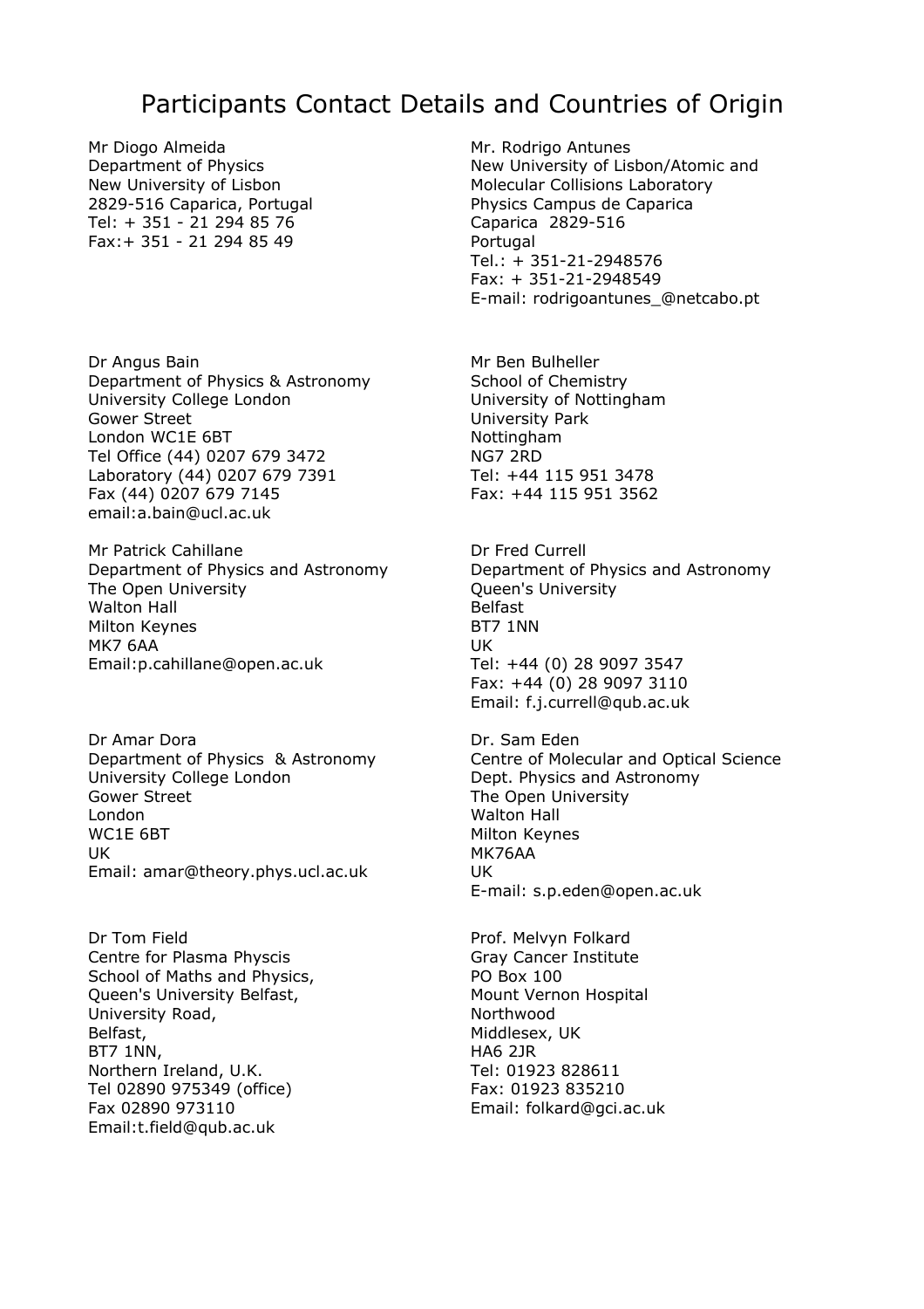# Participants Contact Details and Countries of Origin

Mr Diogo Almeida
Department of Physics
New University of Lisbon
2829-516 Caparica, Portugal
Tel: + 351 - 21 294 85 76
Fax:+ 351 - 21 294 85 49

Mr. Rodrigo Antunes
New University of Lisbon/Atomic and Molecular Collisions Laboratory
Physics Campus de Caparica
Caparica 2829-516
Portugal
Tel.: + 351-21-2948576
Fax: + 351-21-2948549
E-mail: rodrigoantunes_@netcabo.pt

Dr Angus Bain
Department of Physics & Astronomy
University College London
Gower Street
London WC1E 6BT
Tel Office (44) 0207 679 3472
Laboratory (44) 0207 679 7391
Fax (44) 0207 679 7145
email:a.bain@ucl.ac.uk

Mr Ben Bulheller
School of Chemistry
University of Nottingham
University Park
Nottingham
NG7 2RD
Tel: +44 115 951 3478
Fax: +44 115 951 3562

Mr Patrick Cahillane
Department of Physics and Astronomy
The Open University
Walton Hall
Milton Keynes
MK7 6AA
Email:p.cahillane@open.ac.uk

Dr Fred Currell
Department of Physics and Astronomy
Queen's University
Belfast
BT7 1NN
UK
Tel: +44 (0) 28 9097 3547
Fax: +44 (0) 28 9097 3110
Email: f.j.currell@qub.ac.uk

Dr Amar Dora
Department of Physics & Astronomy
University College London
Gower Street
London
WC1E 6BT
UK
Email: amar@theory.phys.ucl.ac.uk

Dr. Sam Eden
Centre of Molecular and Optical Science
Dept. Physics and Astronomy
The Open University
Walton Hall
Milton Keynes
MK76AA
UK
E-mail: s.p.eden@open.ac.uk

Dr Tom Field
Centre for Plasma Physcis
School of Maths and Physics,
Queen's University Belfast,
University Road,
Belfast,
BT7 1NN,
Northern Ireland, U.K.
Tel 02890 975349 (office)
Fax 02890 973110
Email:t.field@qub.ac.uk

Prof. Melvyn Folkard
Gray Cancer Institute
PO Box 100
Mount Vernon Hospital
Northwood
Middlesex, UK
HA6 2JR
Tel: 01923 828611
Fax: 01923 835210
Email: folkard@gci.ac.uk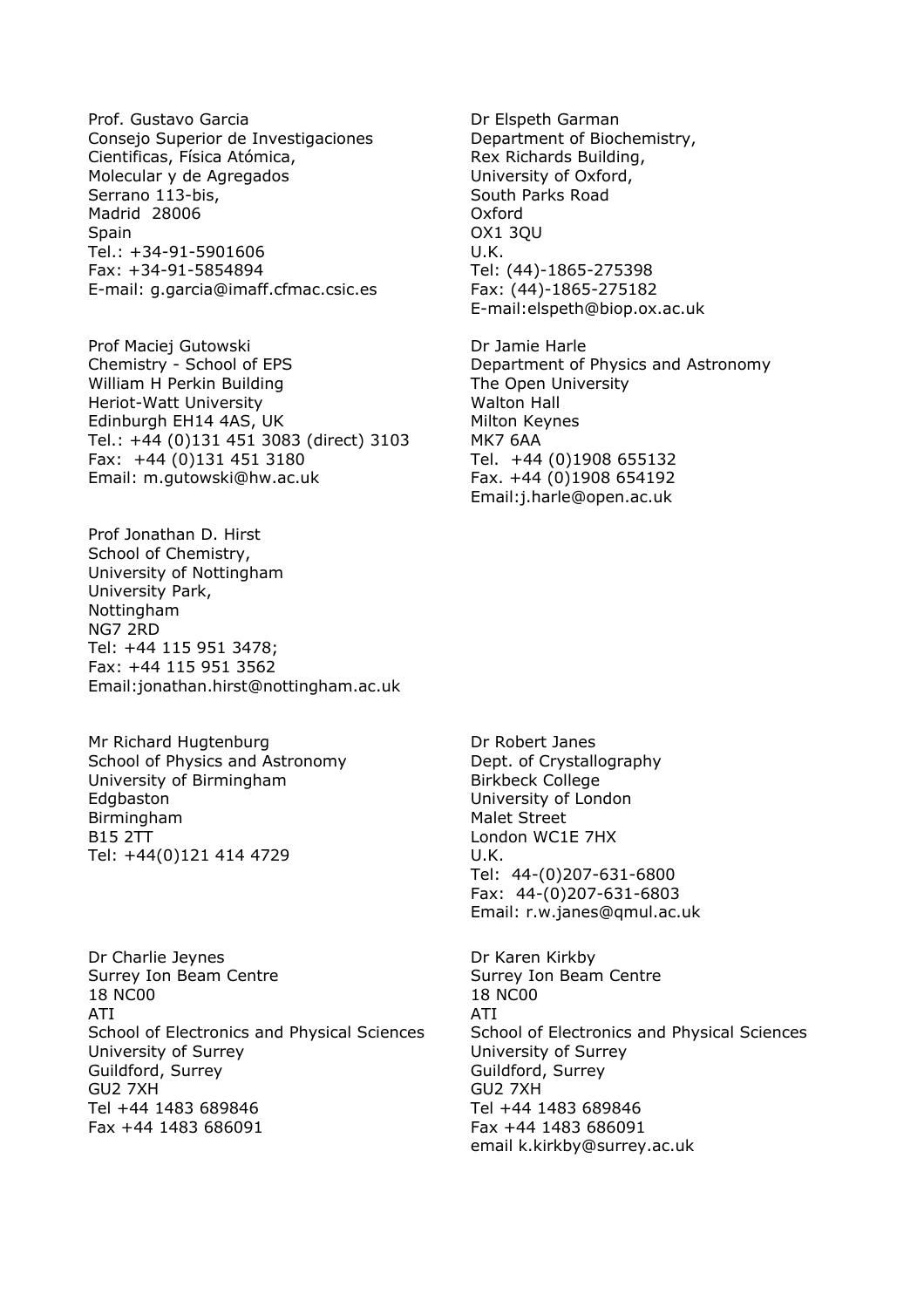Prof. Gustavo Garcia
Consejo Superior de Investigaciones
Cientificas, Física Atómica,
Molecular y de Agregados
Serrano 113-bis,
Madrid 28006
Spain
Tel.: +34-91-5901606
Fax: +34-91-5854894
E-mail: g.garcia@imaff.cfmac.csic.es

Dr Elspeth Garman
Department of Biochemistry,
Rex Richards Building,
University of Oxford,
South Parks Road
Oxford
OX1 3QU
U.K.
Tel: (44)-1865-275398
Fax: (44)-1865-275182
E-mail:elspeth@biop.ox.ac.uk

Prof Maciej Gutowski
Chemistry - School of EPS
William H Perkin Building
Heriot-Watt University
Edinburgh EH14 4AS, UK
Tel.: +44 (0)131 451 3083 (direct) 3103
Fax: +44 (0)131 451 3180
Email: m.gutowski@hw.ac.uk

Dr Jamie Harle
Department of Physics and Astronomy
The Open University
Walton Hall
Milton Keynes
MK7 6AA
Tel. +44 (0)1908 655132
Fax. +44 (0)1908 654192
Email:j.harle@open.ac.uk

Prof Jonathan D. Hirst
School of Chemistry,
University of Nottingham
University Park,
Nottingham
NG7 2RD
Tel: +44 115 951 3478;
Fax: +44 115 951 3562
Email:jonathan.hirst@nottingham.ac.uk

Mr Richard Hugtenburg
School of Physics and Astronomy
University of Birmingham
Edgbaston
Birmingham
B15 2TT
Tel: +44(0)121 414 4729

Dr Robert Janes
Dept. of Crystallography
Birkbeck College
University of London
Malet Street
London WC1E 7HX
U.K.
Tel: 44-(0)207-631-6800
Fax: 44-(0)207-631-6803
Email: r.w.janes@qmul.ac.uk

Dr Charlie Jeynes
Surrey Ion Beam Centre
18 NC00
ATI
School of Electronics and Physical Sciences
University of Surrey
Guildford, Surrey
GU2 7XH
Tel +44 1483 689846
Fax +44 1483 686091

Dr Karen Kirkby
Surrey Ion Beam Centre
18 NC00
ATI
School of Electronics and Physical Sciences
University of Surrey
Guildford, Surrey
GU2 7XH
Tel +44 1483 689846
Fax +44 1483 686091
email k.kirkby@surrey.ac.uk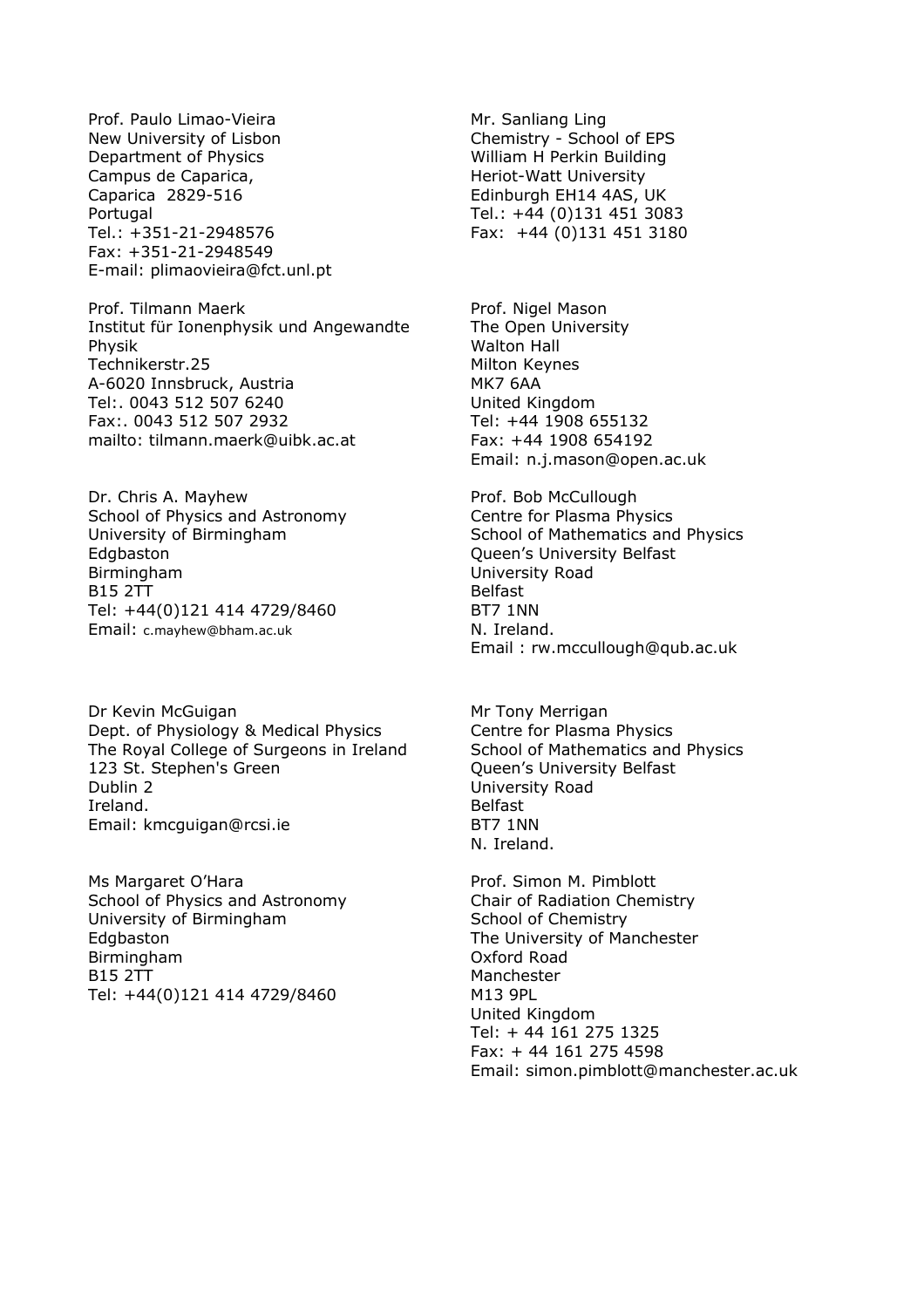Prof. Paulo Limao-Vieira
New University of Lisbon
Department of Physics
Campus de Caparica,
Caparica 2829-516
Portugal
Tel.: +351-21-2948576
Fax: +351-21-2948549
E-mail: plimaovieira@fct.unl.pt

Mr. Sanliang Ling
Chemistry - School of EPS
William H Perkin Building
Heriot-Watt University
Edinburgh EH14 4AS, UK
Tel.: +44 (0)131 451 3083
Fax: +44 (0)131 451 3180

Prof. Tilmann Maerk
Institut für Ionenphysik und Angewandte Physik
Technikerstr.25
A-6020 Innsbruck, Austria
Tel:. 0043 512 507 6240
Fax:. 0043 512 507 2932
mailto: tilmann.maerk@uibk.ac.at

Prof. Nigel Mason
The Open University
Walton Hall
Milton Keynes
MK7 6AA
United Kingdom
Tel: +44 1908 655132
Fax: +44 1908 654192
Email: n.j.mason@open.ac.uk

Dr. Chris A. Mayhew
School of Physics and Astronomy
University of Birmingham
Edgbaston
Birmingham
B15 2TT
Tel: +44(0)121 414 4729/8460
Email: c.mayhew@bham.ac.uk

Prof. Bob McCullough
Centre for Plasma Physics
School of Mathematics and Physics
Queen's University Belfast
University Road
Belfast
BT7 1NN
N. Ireland.
Email : rw.mccullough@qub.ac.uk

Dr Kevin McGuigan
Dept. of Physiology & Medical Physics
The Royal College of Surgeons in Ireland
123 St. Stephen's Green
Dublin 2
Ireland.
Email: kmcguigan@rcsi.ie

Mr Tony Merrigan
Centre for Plasma Physics
School of Mathematics and Physics
Queen's University Belfast
University Road
Belfast
BT7 1NN
N. Ireland.

Ms Margaret O'Hara
School of Physics and Astronomy
University of Birmingham
Edgbaston
Birmingham
B15 2TT
Tel: +44(0)121 414 4729/8460

Prof. Simon M. Pimblott
Chair of Radiation Chemistry
School of Chemistry
The University of Manchester
Oxford Road
Manchester
M13 9PL
United Kingdom
Tel: + 44 161 275 1325
Fax: + 44 161 275 4598
Email: simon.pimblott@manchester.ac.uk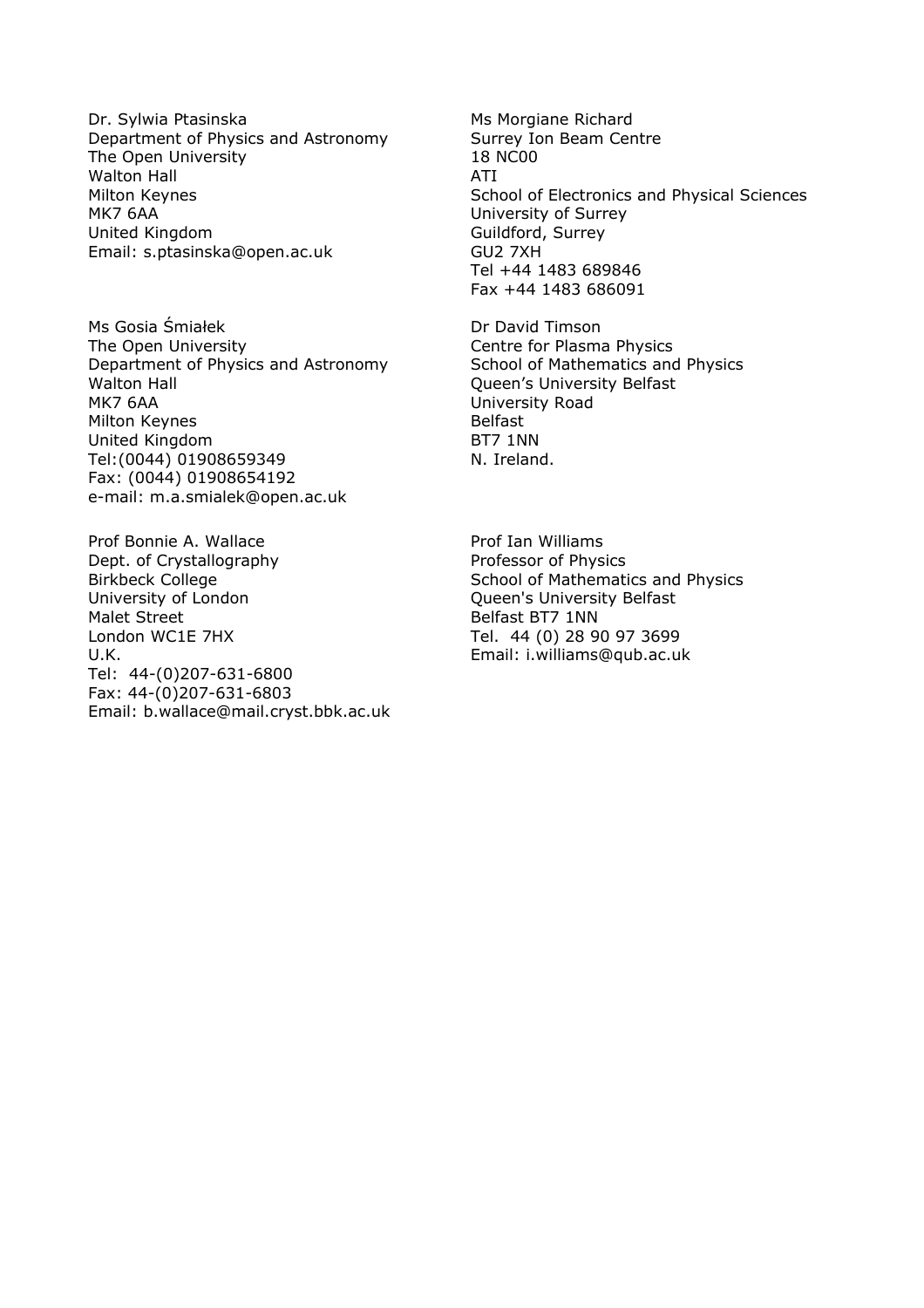Dr. Sylwia Ptasinska
Department of Physics and Astronomy
The Open University
Walton Hall
Milton Keynes
MK7 6AA
United Kingdom
Email: s.ptasinska@open.ac.uk

Ms Morgiane Richard
Surrey Ion Beam Centre
18 NC00
ATI
School of Electronics and Physical Sciences
University of Surrey
Guildford, Surrey
GU2 7XH
Tel +44 1483 689846
Fax +44 1483 686091

Ms Gosia Śmiałek
The Open University
Department of Physics and Astronomy
Walton Hall
MK7 6AA
Milton Keynes
United Kingdom
Tel:(0044) 01908659349
Fax: (0044) 01908654192
e-mail: m.a.smialek@open.ac.uk

Dr David Timson
Centre for Plasma Physics
School of Mathematics and Physics
Queen's University Belfast
University Road
Belfast
BT7 1NN
N. Ireland.

Prof Bonnie A. Wallace
Dept. of Crystallography
Birkbeck College
University of London
Malet Street
London WC1E 7HX
U.K.
Tel: 44-(0)207-631-6800
Fax: 44-(0)207-631-6803
Email: b.wallace@mail.cryst.bbk.ac.uk

Prof Ian Williams
Professor of Physics
School of Mathematics and Physics
Queen's University Belfast
Belfast BT7 1NN
Tel. 44 (0) 28 90 97 3699
Email: i.williams@qub.ac.uk